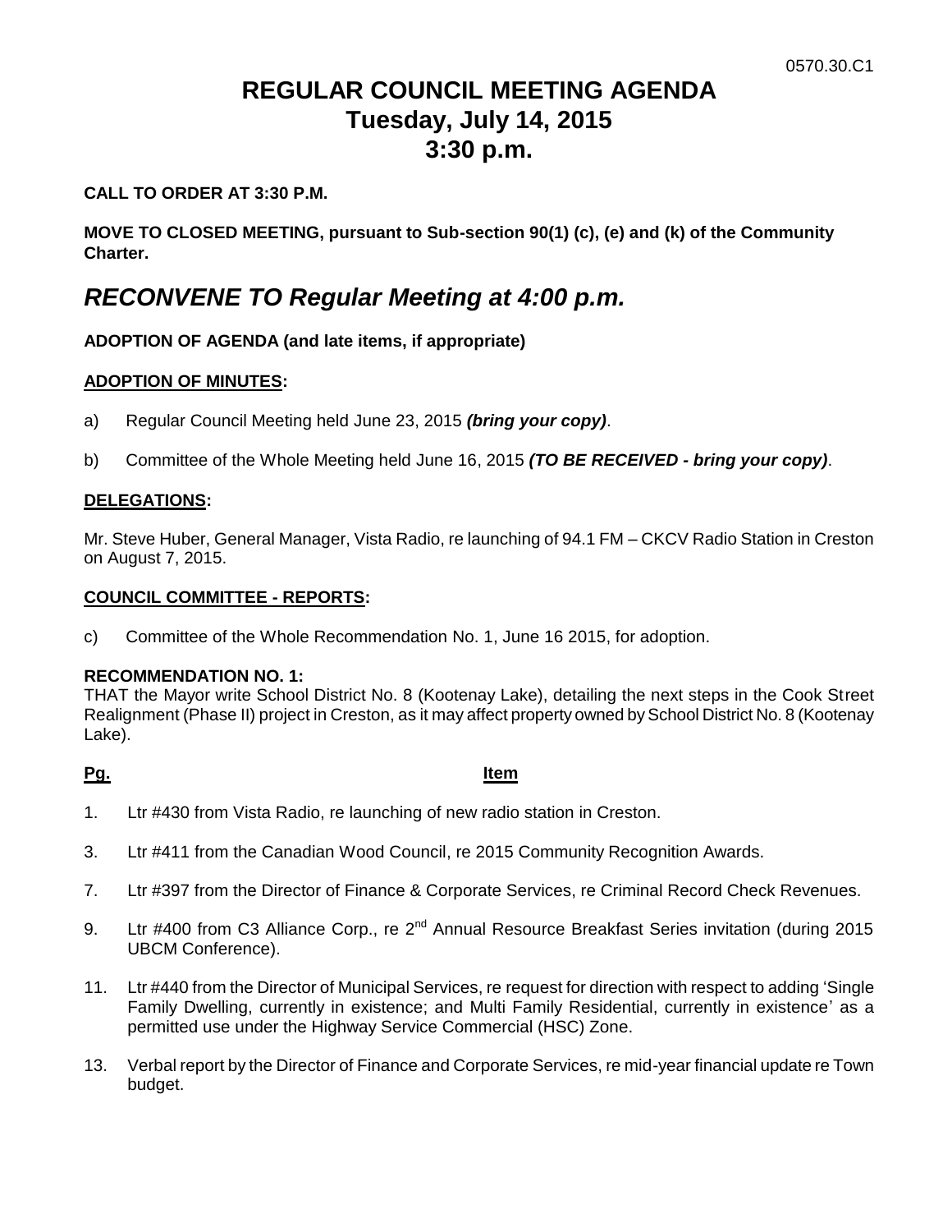0570.30.C1

# REGULAR COUNCIL MEETING AGENDA
# Tuesday, July 14, 2015
# 3:30 p.m.

**CALL TO ORDER AT 3:30 P.M.**

**MOVE TO CLOSED MEETING, pursuant to Sub-section 90(1) (c), (e) and (k) of the Community Charter.**

## *RECONVENE TO Regular Meeting at 4:00 p.m.*

**ADOPTION OF AGENDA (and late items, if appropriate)**

**ADOPTION OF MINUTES:**

a) Regular Council Meeting held June 23, 2015 ***(bring your copy)***.

b) Committee of the Whole Meeting held June 16, 2015 ***(TO BE RECEIVED - bring your copy)***.

**DELEGATIONS:**

Mr. Steve Huber, General Manager, Vista Radio, re launching of 94.1 FM – CKCV Radio Station in Creston on August 7, 2015.

**COUNCIL COMMITTEE - REPORTS:**

c) Committee of the Whole Recommendation No. 1, June 16 2015, for adoption.

**RECOMMENDATION NO. 1:**
THAT the Mayor write School District No. 8 (Kootenay Lake), detailing the next steps in the Cook Street Realignment (Phase II) project in Creston, as it may affect property owned by School District No. 8 (Kootenay Lake).

| Pg. | Item |
|---|---|
| 1. | Ltr #430 from Vista Radio, re launching of new radio station in Creston. |
| 3. | Ltr #411 from the Canadian Wood Council, re 2015 Community Recognition Awards. |
| 7. | Ltr #397 from the Director of Finance & Corporate Services, re Criminal Record Check Revenues. |
| 9. | Ltr #400 from C3 Alliance Corp., re 2nd Annual Resource Breakfast Series invitation (during 2015 UBCM Conference). |
| 11. | Ltr #440 from the Director of Municipal Services, re request for direction with respect to adding 'Single Family Dwelling, currently in existence; and Multi Family Residential, currently in existence' as a permitted use under the Highway Service Commercial (HSC) Zone. |
| 13. | Verbal report by the Director of Finance and Corporate Services, re mid-year financial update re Town budget. |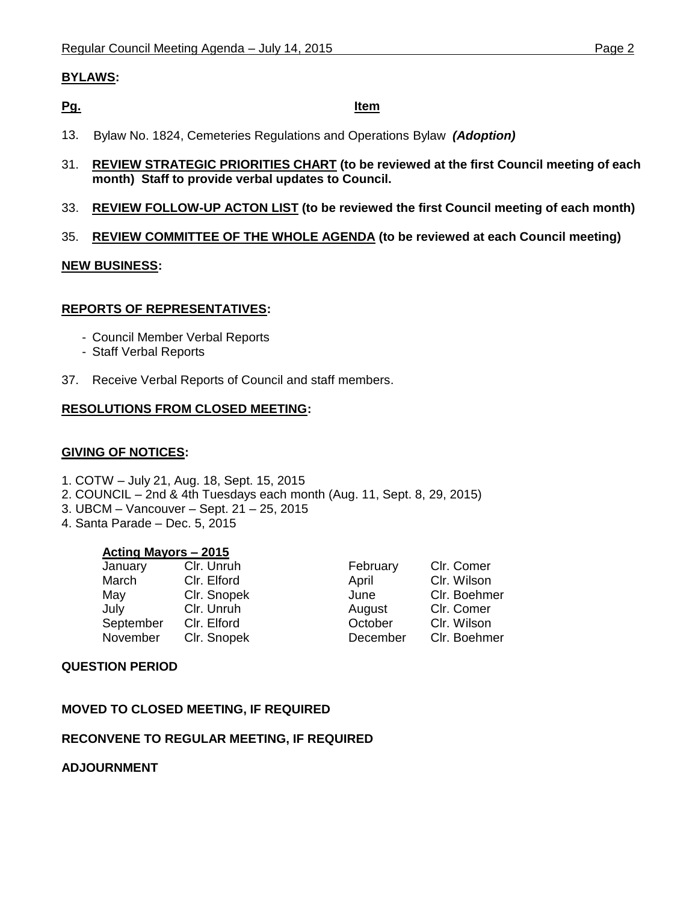## BYLAWS:

| Pg. | Item |
|---|---|
| 13. | Bylaw No. 1824, Cemeteries Regulations and Operations Bylaw ***(Adoption)*** |
| 31. | **REVIEW STRATEGIC PRIORITIES CHART (to be reviewed at the first Council meeting of each month) Staff to provide verbal updates to Council.** |
| 33. | **REVIEW FOLLOW-UP ACTON LIST (to be reviewed the first Council meeting of each month)** |
| 35. | **REVIEW COMMITTEE OF THE WHOLE AGENDA (to be reviewed at each Council meeting)** |

## NEW BUSINESS:

## REPORTS OF REPRESENTATIVES:

- Council Member Verbal Reports
- Staff Verbal Reports

37. Receive Verbal Reports of Council and staff members.

## RESOLUTIONS FROM CLOSED MEETING:

## GIVING OF NOTICES:

1. COTW – July 21, Aug. 18, Sept. 15, 2015
2. COUNCIL – 2nd & 4th Tuesdays each month (Aug. 11, Sept. 8, 29, 2015)
3. UBCM – Vancouver – Sept. 21 – 25, 2015
4. Santa Parade – Dec. 5, 2015

**Acting Mayors – 2015**

| | | | |
|---|---|---|---|
| January | Clr. Unruh | February | Clr. Comer |
| March | Clr. Elford | April | Clr. Wilson |
| May | Clr. Snopek | June | Clr. Boehmer |
| July | Clr. Unruh | August | Clr. Comer |
| September | Clr. Elford | October | Clr. Wilson |
| November | Clr. Snopek | December | Clr. Boehmer |

**QUESTION PERIOD**

**MOVED TO CLOSED MEETING, IF REQUIRED**

**RECONVENE TO REGULAR MEETING, IF REQUIRED**

**ADJOURNMENT**